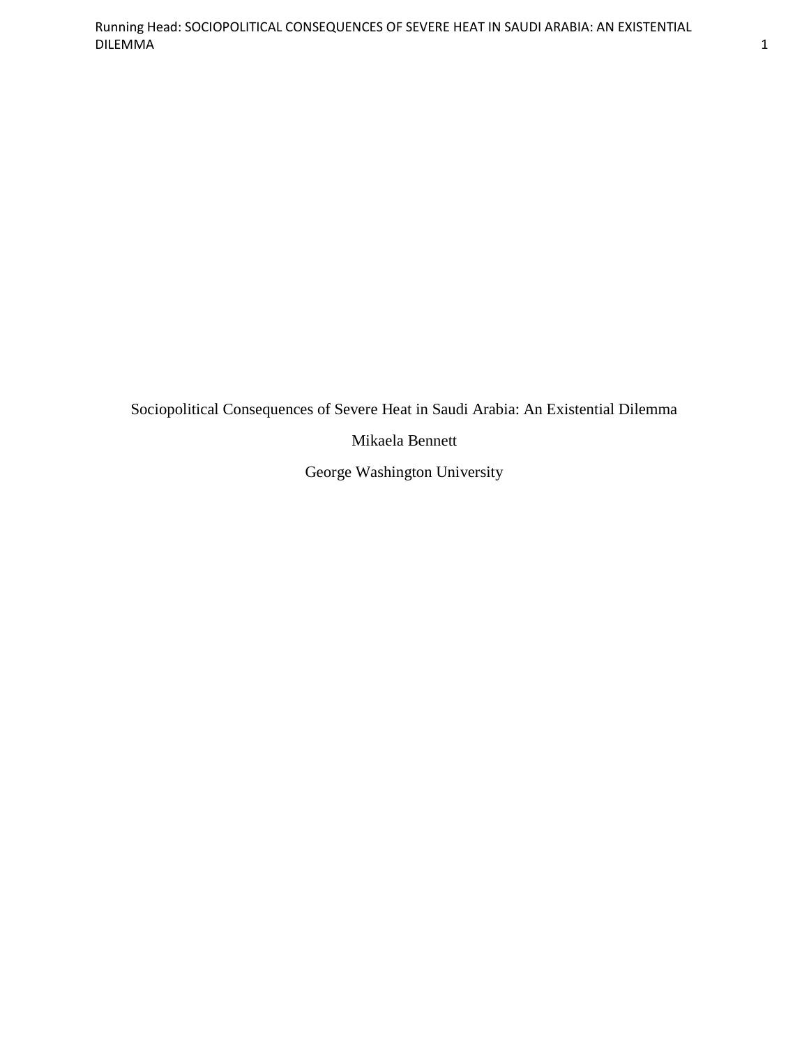# Sociopolitical Consequences of Severe Heat in Saudi Arabia: An Existential Dilemma

Mikaela Bennett

George Washington University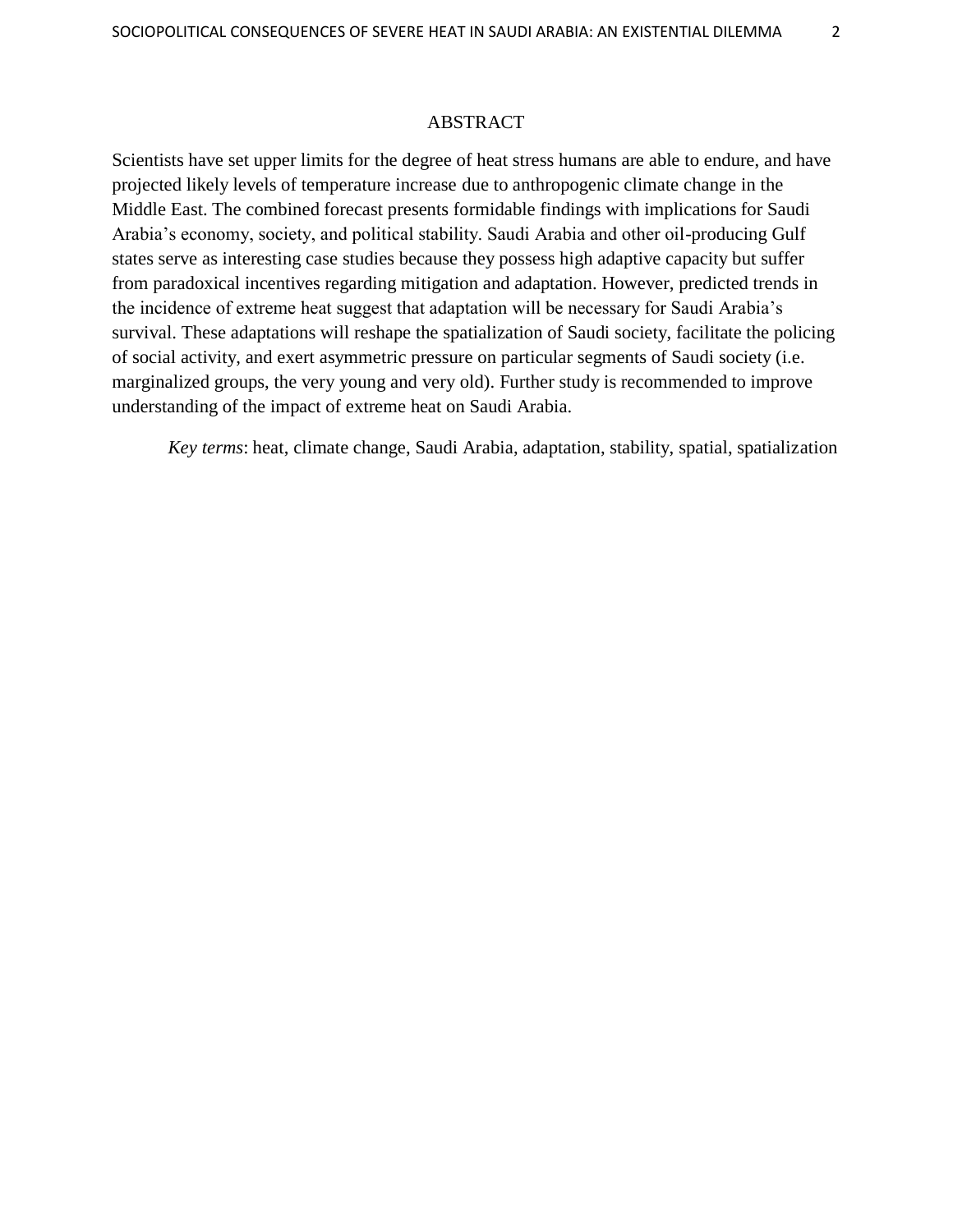# ABSTRACT

Scientists have set upper limits for the degree of heat stress humans are able to endure, and have projected likely levels of temperature increase due to anthropogenic climate change in the Middle East. The combined forecast presents formidable findings with implications for Saudi Arabia's economy, society, and political stability. Saudi Arabia and other oil-producing Gulf states serve as interesting case studies because they possess high adaptive capacity but suffer from paradoxical incentives regarding mitigation and adaptation. However, predicted trends in the incidence of extreme heat suggest that adaptation will be necessary for Saudi Arabia's survival. These adaptations will reshape the spatialization of Saudi society, facilitate the policing of social activity, and exert asymmetric pressure on particular segments of Saudi society (i.e. marginalized groups, the very young and very old). Further study is recommended to improve understanding of the impact of extreme heat on Saudi Arabia.

*Key terms*: heat, climate change, Saudi Arabia, adaptation, stability, spatial, spatialization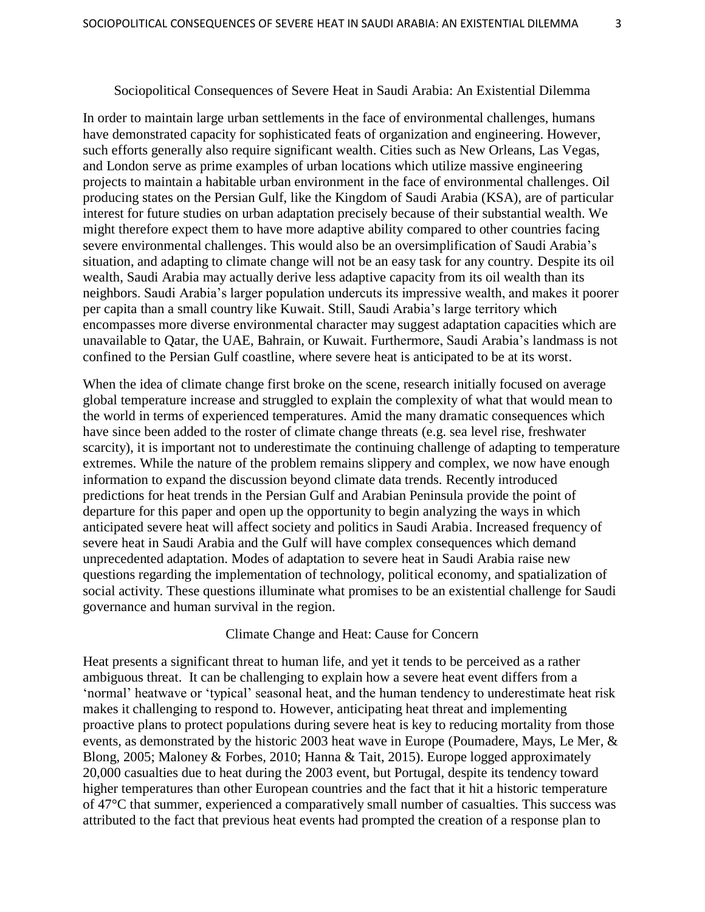# Sociopolitical Consequences of Severe Heat in Saudi Arabia: An Existential Dilemma

In order to maintain large urban settlements in the face of environmental challenges, humans have demonstrated capacity for sophisticated feats of organization and engineering. However, such efforts generally also require significant wealth. Cities such as New Orleans, Las Vegas, and London serve as prime examples of urban locations which utilize massive engineering projects to maintain a habitable urban environment in the face of environmental challenges. Oil producing states on the Persian Gulf, like the Kingdom of Saudi Arabia (KSA), are of particular interest for future studies on urban adaptation precisely because of their substantial wealth. We might therefore expect them to have more adaptive ability compared to other countries facing severe environmental challenges. This would also be an oversimplification of Saudi Arabia's situation, and adapting to climate change will not be an easy task for any country. Despite its oil wealth, Saudi Arabia may actually derive less adaptive capacity from its oil wealth than its neighbors. Saudi Arabia's larger population undercuts its impressive wealth, and makes it poorer per capita than a small country like Kuwait. Still, Saudi Arabia's large territory which encompasses more diverse environmental character may suggest adaptation capacities which are unavailable to Qatar, the UAE, Bahrain, or Kuwait. Furthermore, Saudi Arabia's landmass is not confined to the Persian Gulf coastline, where severe heat is anticipated to be at its worst.

When the idea of climate change first broke on the scene, research initially focused on average global temperature increase and struggled to explain the complexity of what that would mean to the world in terms of experienced temperatures. Amid the many dramatic consequences which have since been added to the roster of climate change threats (e.g. sea level rise, freshwater scarcity), it is important not to underestimate the continuing challenge of adapting to temperature extremes. While the nature of the problem remains slippery and complex, we now have enough information to expand the discussion beyond climate data trends. Recently introduced predictions for heat trends in the Persian Gulf and Arabian Peninsula provide the point of departure for this paper and open up the opportunity to begin analyzing the ways in which anticipated severe heat will affect society and politics in Saudi Arabia. Increased frequency of severe heat in Saudi Arabia and the Gulf will have complex consequences which demand unprecedented adaptation. Modes of adaptation to severe heat in Saudi Arabia raise new questions regarding the implementation of technology, political economy, and spatialization of social activity. These questions illuminate what promises to be an existential challenge for Saudi governance and human survival in the region.

## Climate Change and Heat: Cause for Concern

Heat presents a significant threat to human life, and yet it tends to be perceived as a rather ambiguous threat. It can be challenging to explain how a severe heat event differs from a 'normal' heatwave or 'typical' seasonal heat, and the human tendency to underestimate heat risk makes it challenging to respond to. However, anticipating heat threat and implementing proactive plans to protect populations during severe heat is key to reducing mortality from those events, as demonstrated by the historic 2003 heat wave in Europe (Poumadere, Mays, Le Mer, & Blong, 2005; Maloney & Forbes, 2010; Hanna & Tait, 2015). Europe logged approximately 20,000 casualties due to heat during the 2003 event, but Portugal, despite its tendency toward higher temperatures than other European countries and the fact that it hit a historic temperature of 47°C that summer, experienced a comparatively small number of casualties. This success was attributed to the fact that previous heat events had prompted the creation of a response plan to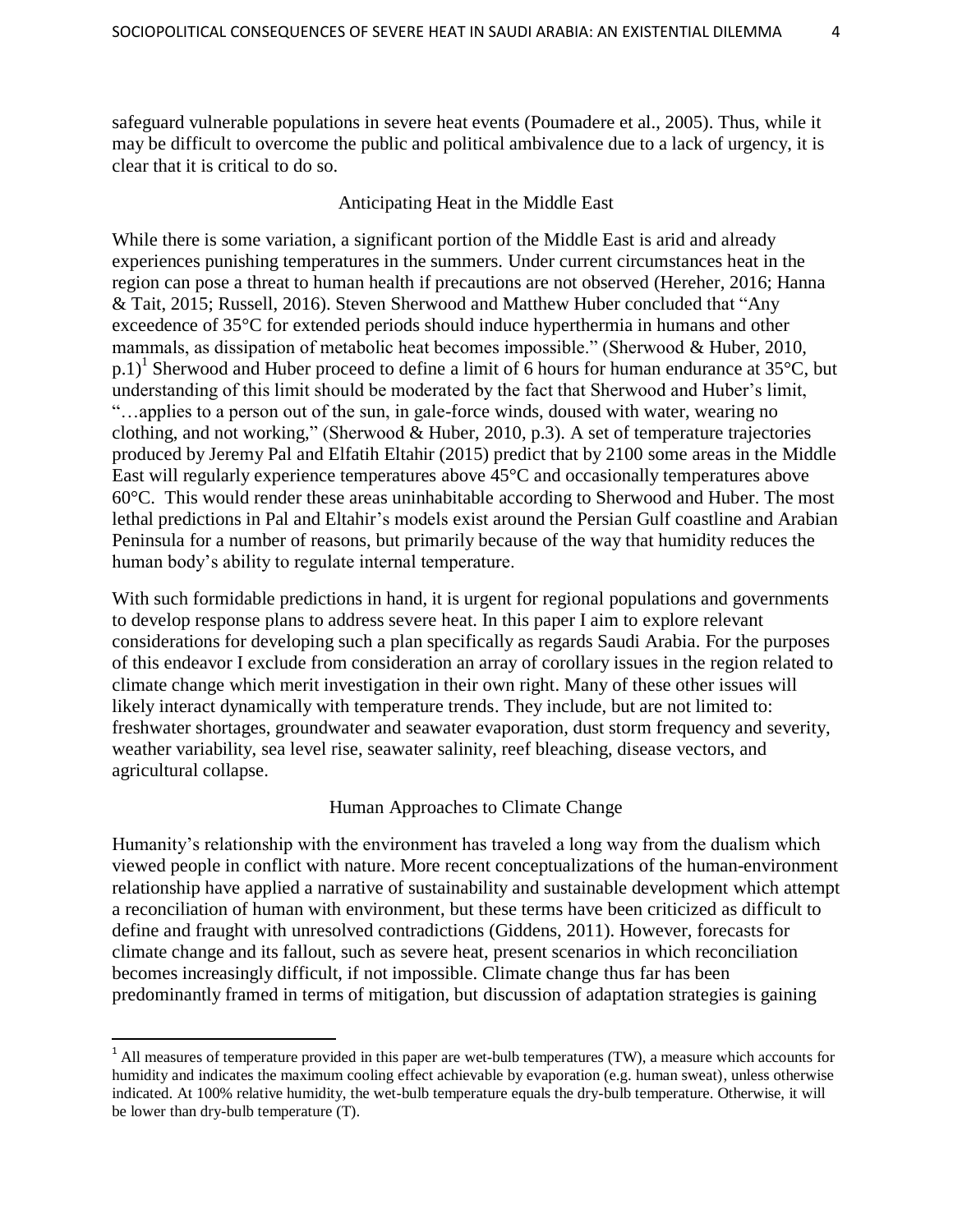safeguard vulnerable populations in severe heat events (Poumadere et al., 2005). Thus, while it may be difficult to overcome the public and political ambivalence due to a lack of urgency, it is clear that it is critical to do so.

## Anticipating Heat in the Middle East

While there is some variation, a significant portion of the Middle East is arid and already experiences punishing temperatures in the summers. Under current circumstances heat in the region can pose a threat to human health if precautions are not observed (Hereher, 2016; Hanna & Tait, 2015; Russell, 2016). Steven Sherwood and Matthew Huber concluded that "Any exceedence of 35°C for extended periods should induce hyperthermia in humans and other mammals, as dissipation of metabolic heat becomes impossible." (Sherwood & Huber, 2010, p.1)[1] Sherwood and Huber proceed to define a limit of 6 hours for human endurance at 35°C, but understanding of this limit should be moderated by the fact that Sherwood and Huber's limit, "…applies to a person out of the sun, in gale-force winds, doused with water, wearing no clothing, and not working," (Sherwood & Huber, 2010, p.3). A set of temperature trajectories produced by Jeremy Pal and Elfatih Eltahir (2015) predict that by 2100 some areas in the Middle East will regularly experience temperatures above 45°C and occasionally temperatures above 60°C. This would render these areas uninhabitable according to Sherwood and Huber. The most lethal predictions in Pal and Eltahir's models exist around the Persian Gulf coastline and Arabian Peninsula for a number of reasons, but primarily because of the way that humidity reduces the human body's ability to regulate internal temperature.

With such formidable predictions in hand, it is urgent for regional populations and governments to develop response plans to address severe heat. In this paper I aim to explore relevant considerations for developing such a plan specifically as regards Saudi Arabia. For the purposes of this endeavor I exclude from consideration an array of corollary issues in the region related to climate change which merit investigation in their own right. Many of these other issues will likely interact dynamically with temperature trends. They include, but are not limited to: freshwater shortages, groundwater and seawater evaporation, dust storm frequency and severity, weather variability, sea level rise, seawater salinity, reef bleaching, disease vectors, and agricultural collapse.

## Human Approaches to Climate Change

Humanity's relationship with the environment has traveled a long way from the dualism which viewed people in conflict with nature. More recent conceptualizations of the human-environment relationship have applied a narrative of sustainability and sustainable development which attempt a reconciliation of human with environment, but these terms have been criticized as difficult to define and fraught with unresolved contradictions (Giddens, 2011). However, forecasts for climate change and its fallout, such as severe heat, present scenarios in which reconciliation becomes increasingly difficult, if not impossible. Climate change thus far has been predominantly framed in terms of mitigation, but discussion of adaptation strategies is gaining

---

[1] All measures of temperature provided in this paper are wet-bulb temperatures (TW), a measure which accounts for humidity and indicates the maximum cooling effect achievable by evaporation (e.g. human sweat), unless otherwise indicated. At 100% relative humidity, the wet-bulb temperature equals the dry-bulb temperature. Otherwise, it will be lower than dry-bulb temperature (T).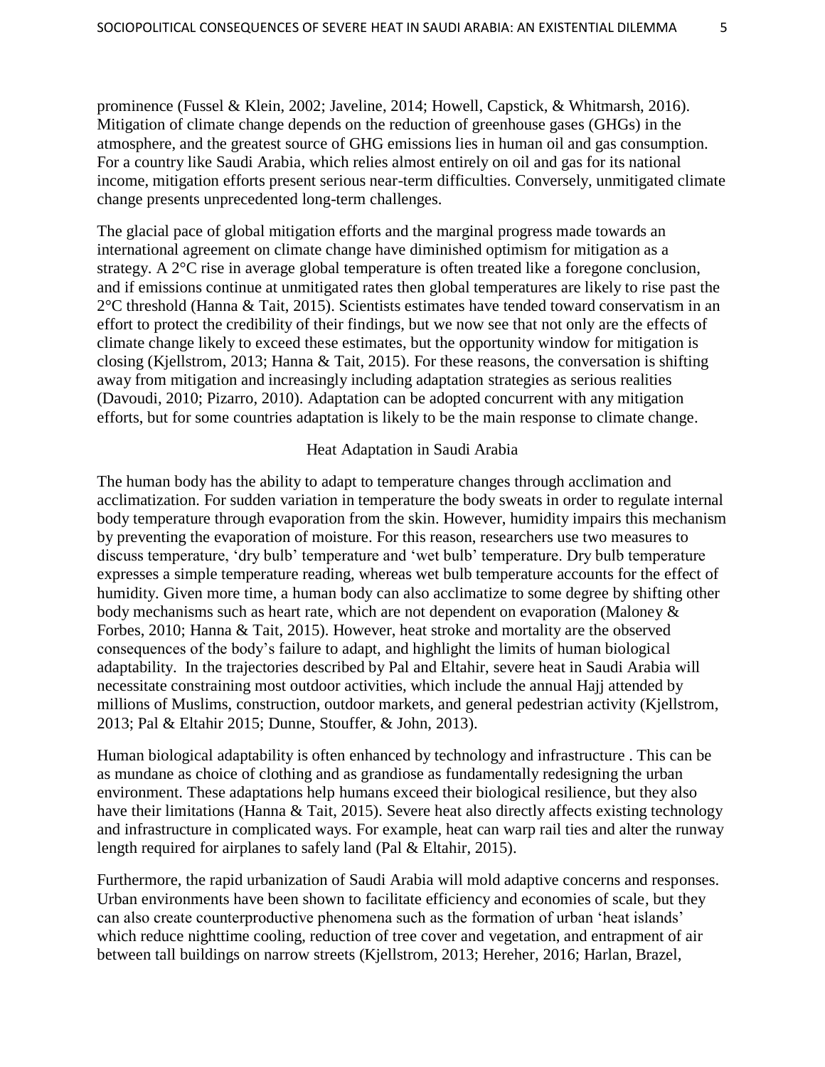prominence (Fussel & Klein, 2002; Javeline, 2014; Howell, Capstick, & Whitmarsh, 2016). Mitigation of climate change depends on the reduction of greenhouse gases (GHGs) in the atmosphere, and the greatest source of GHG emissions lies in human oil and gas consumption. For a country like Saudi Arabia, which relies almost entirely on oil and gas for its national income, mitigation efforts present serious near-term difficulties. Conversely, unmitigated climate change presents unprecedented long-term challenges.

The glacial pace of global mitigation efforts and the marginal progress made towards an international agreement on climate change have diminished optimism for mitigation as a strategy. A 2°C rise in average global temperature is often treated like a foregone conclusion, and if emissions continue at unmitigated rates then global temperatures are likely to rise past the 2°C threshold (Hanna & Tait, 2015). Scientists estimates have tended toward conservatism in an effort to protect the credibility of their findings, but we now see that not only are the effects of climate change likely to exceed these estimates, but the opportunity window for mitigation is closing (Kjellstrom, 2013; Hanna & Tait, 2015). For these reasons, the conversation is shifting away from mitigation and increasingly including adaptation strategies as serious realities (Davoudi, 2010; Pizarro, 2010). Adaptation can be adopted concurrent with any mitigation efforts, but for some countries adaptation is likely to be the main response to climate change.

## Heat Adaptation in Saudi Arabia

The human body has the ability to adapt to temperature changes through acclimation and acclimatization. For sudden variation in temperature the body sweats in order to regulate internal body temperature through evaporation from the skin. However, humidity impairs this mechanism by preventing the evaporation of moisture. For this reason, researchers use two measures to discuss temperature, 'dry bulb' temperature and 'wet bulb' temperature. Dry bulb temperature expresses a simple temperature reading, whereas wet bulb temperature accounts for the effect of humidity. Given more time, a human body can also acclimatize to some degree by shifting other body mechanisms such as heart rate, which are not dependent on evaporation (Maloney & Forbes, 2010; Hanna & Tait, 2015). However, heat stroke and mortality are the observed consequences of the body's failure to adapt, and highlight the limits of human biological adaptability. In the trajectories described by Pal and Eltahir, severe heat in Saudi Arabia will necessitate constraining most outdoor activities, which include the annual Hajj attended by millions of Muslims, construction, outdoor markets, and general pedestrian activity (Kjellstrom, 2013; Pal & Eltahir 2015; Dunne, Stouffer, & John, 2013).

Human biological adaptability is often enhanced by technology and infrastructure . This can be as mundane as choice of clothing and as grandiose as fundamentally redesigning the urban environment. These adaptations help humans exceed their biological resilience, but they also have their limitations (Hanna & Tait, 2015). Severe heat also directly affects existing technology and infrastructure in complicated ways. For example, heat can warp rail ties and alter the runway length required for airplanes to safely land (Pal & Eltahir, 2015).

Furthermore, the rapid urbanization of Saudi Arabia will mold adaptive concerns and responses. Urban environments have been shown to facilitate efficiency and economies of scale, but they can also create counterproductive phenomena such as the formation of urban 'heat islands' which reduce nighttime cooling, reduction of tree cover and vegetation, and entrapment of air between tall buildings on narrow streets (Kjellstrom, 2013; Hereher, 2016; Harlan, Brazel,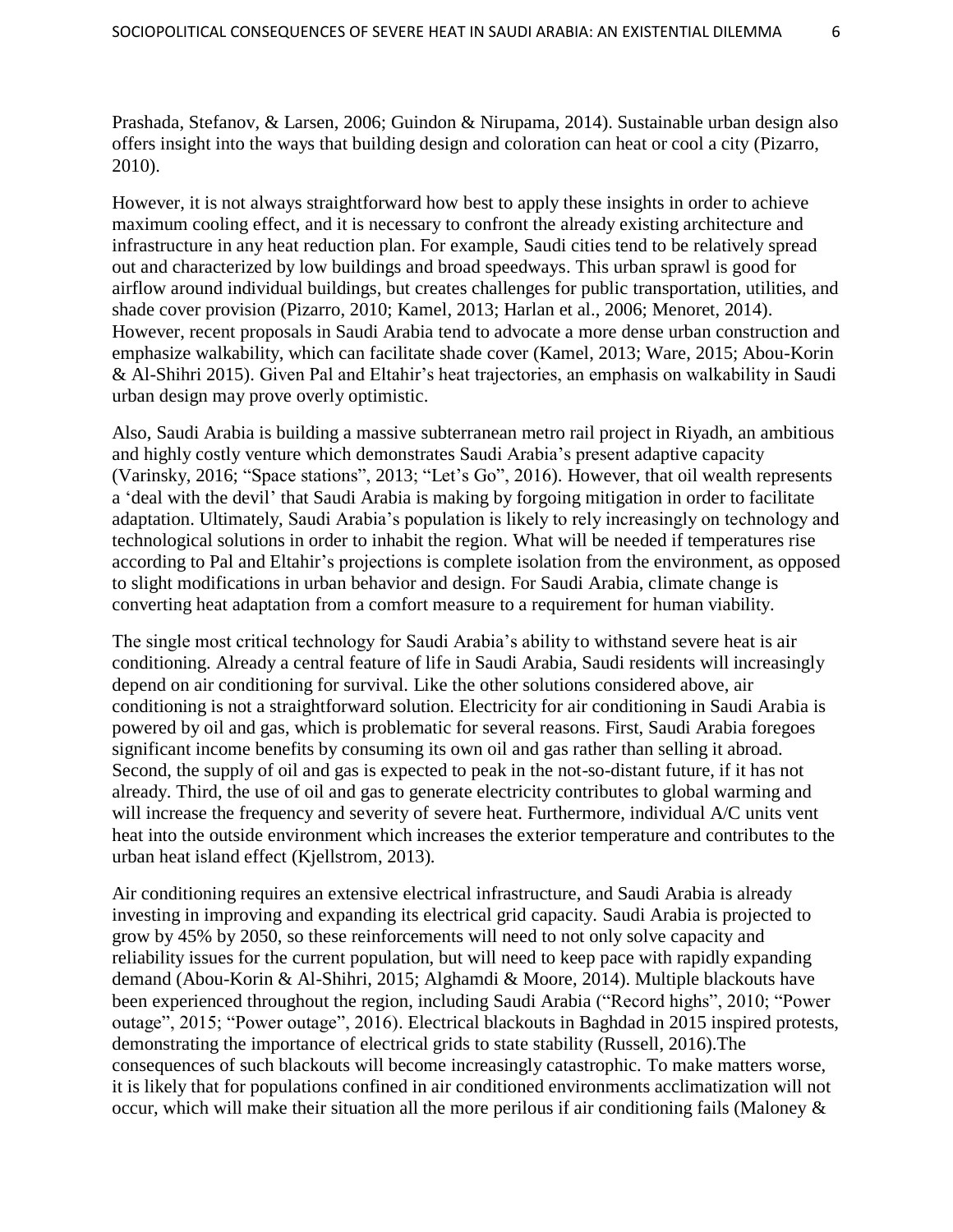Prashada, Stefanov, & Larsen, 2006; Guindon & Nirupama, 2014). Sustainable urban design also offers insight into the ways that building design and coloration can heat or cool a city (Pizarro, 2010).

However, it is not always straightforward how best to apply these insights in order to achieve maximum cooling effect, and it is necessary to confront the already existing architecture and infrastructure in any heat reduction plan. For example, Saudi cities tend to be relatively spread out and characterized by low buildings and broad speedways. This urban sprawl is good for airflow around individual buildings, but creates challenges for public transportation, utilities, and shade cover provision (Pizarro, 2010; Kamel, 2013; Harlan et al., 2006; Menoret, 2014). However, recent proposals in Saudi Arabia tend to advocate a more dense urban construction and emphasize walkability, which can facilitate shade cover (Kamel, 2013; Ware, 2015; Abou-Korin & Al-Shihri 2015). Given Pal and Eltahir's heat trajectories, an emphasis on walkability in Saudi urban design may prove overly optimistic.

Also, Saudi Arabia is building a massive subterranean metro rail project in Riyadh, an ambitious and highly costly venture which demonstrates Saudi Arabia's present adaptive capacity (Varinsky, 2016; "Space stations", 2013; "Let's Go", 2016). However, that oil wealth represents a 'deal with the devil' that Saudi Arabia is making by forgoing mitigation in order to facilitate adaptation. Ultimately, Saudi Arabia's population is likely to rely increasingly on technology and technological solutions in order to inhabit the region. What will be needed if temperatures rise according to Pal and Eltahir's projections is complete isolation from the environment, as opposed to slight modifications in urban behavior and design. For Saudi Arabia, climate change is converting heat adaptation from a comfort measure to a requirement for human viability.

The single most critical technology for Saudi Arabia's ability to withstand severe heat is air conditioning. Already a central feature of life in Saudi Arabia, Saudi residents will increasingly depend on air conditioning for survival. Like the other solutions considered above, air conditioning is not a straightforward solution. Electricity for air conditioning in Saudi Arabia is powered by oil and gas, which is problematic for several reasons. First, Saudi Arabia foregoes significant income benefits by consuming its own oil and gas rather than selling it abroad. Second, the supply of oil and gas is expected to peak in the not-so-distant future, if it has not already. Third, the use of oil and gas to generate electricity contributes to global warming and will increase the frequency and severity of severe heat. Furthermore, individual A/C units vent heat into the outside environment which increases the exterior temperature and contributes to the urban heat island effect (Kjellstrom, 2013).

Air conditioning requires an extensive electrical infrastructure, and Saudi Arabia is already investing in improving and expanding its electrical grid capacity. Saudi Arabia is projected to grow by 45% by 2050, so these reinforcements will need to not only solve capacity and reliability issues for the current population, but will need to keep pace with rapidly expanding demand (Abou-Korin & Al-Shihri, 2015; Alghamdi & Moore, 2014). Multiple blackouts have been experienced throughout the region, including Saudi Arabia ("Record highs", 2010; "Power outage", 2015; "Power outage", 2016). Electrical blackouts in Baghdad in 2015 inspired protests, demonstrating the importance of electrical grids to state stability (Russell, 2016).The consequences of such blackouts will become increasingly catastrophic. To make matters worse, it is likely that for populations confined in air conditioned environments acclimatization will not occur, which will make their situation all the more perilous if air conditioning fails (Maloney &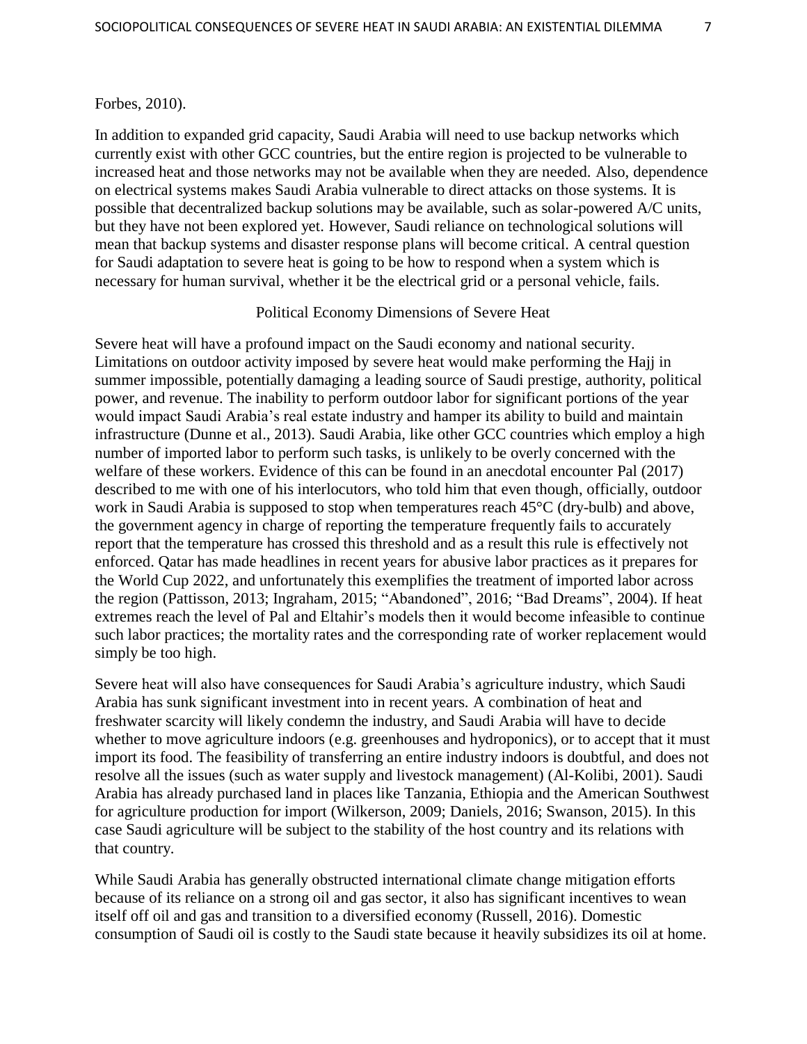Forbes, 2010).

In addition to expanded grid capacity, Saudi Arabia will need to use backup networks which currently exist with other GCC countries, but the entire region is projected to be vulnerable to increased heat and those networks may not be available when they are needed. Also, dependence on electrical systems makes Saudi Arabia vulnerable to direct attacks on those systems. It is possible that decentralized backup solutions may be available, such as solar-powered A/C units, but they have not been explored yet. However, Saudi reliance on technological solutions will mean that backup systems and disaster response plans will become critical. A central question for Saudi adaptation to severe heat is going to be how to respond when a system which is necessary for human survival, whether it be the electrical grid or a personal vehicle, fails.

## Political Economy Dimensions of Severe Heat

Severe heat will have a profound impact on the Saudi economy and national security. Limitations on outdoor activity imposed by severe heat would make performing the Hajj in summer impossible, potentially damaging a leading source of Saudi prestige, authority, political power, and revenue. The inability to perform outdoor labor for significant portions of the year would impact Saudi Arabia's real estate industry and hamper its ability to build and maintain infrastructure (Dunne et al., 2013). Saudi Arabia, like other GCC countries which employ a high number of imported labor to perform such tasks, is unlikely to be overly concerned with the welfare of these workers. Evidence of this can be found in an anecdotal encounter Pal (2017) described to me with one of his interlocutors, who told him that even though, officially, outdoor work in Saudi Arabia is supposed to stop when temperatures reach 45°C (dry-bulb) and above, the government agency in charge of reporting the temperature frequently fails to accurately report that the temperature has crossed this threshold and as a result this rule is effectively not enforced. Qatar has made headlines in recent years for abusive labor practices as it prepares for the World Cup 2022, and unfortunately this exemplifies the treatment of imported labor across the region (Pattisson, 2013; Ingraham, 2015; "Abandoned", 2016; "Bad Dreams", 2004). If heat extremes reach the level of Pal and Eltahir's models then it would become infeasible to continue such labor practices; the mortality rates and the corresponding rate of worker replacement would simply be too high.

Severe heat will also have consequences for Saudi Arabia's agriculture industry, which Saudi Arabia has sunk significant investment into in recent years. A combination of heat and freshwater scarcity will likely condemn the industry, and Saudi Arabia will have to decide whether to move agriculture indoors (e.g. greenhouses and hydroponics), or to accept that it must import its food. The feasibility of transferring an entire industry indoors is doubtful, and does not resolve all the issues (such as water supply and livestock management) (Al-Kolibi, 2001). Saudi Arabia has already purchased land in places like Tanzania, Ethiopia and the American Southwest for agriculture production for import (Wilkerson, 2009; Daniels, 2016; Swanson, 2015). In this case Saudi agriculture will be subject to the stability of the host country and its relations with that country.

While Saudi Arabia has generally obstructed international climate change mitigation efforts because of its reliance on a strong oil and gas sector, it also has significant incentives to wean itself off oil and gas and transition to a diversified economy (Russell, 2016). Domestic consumption of Saudi oil is costly to the Saudi state because it heavily subsidizes its oil at home.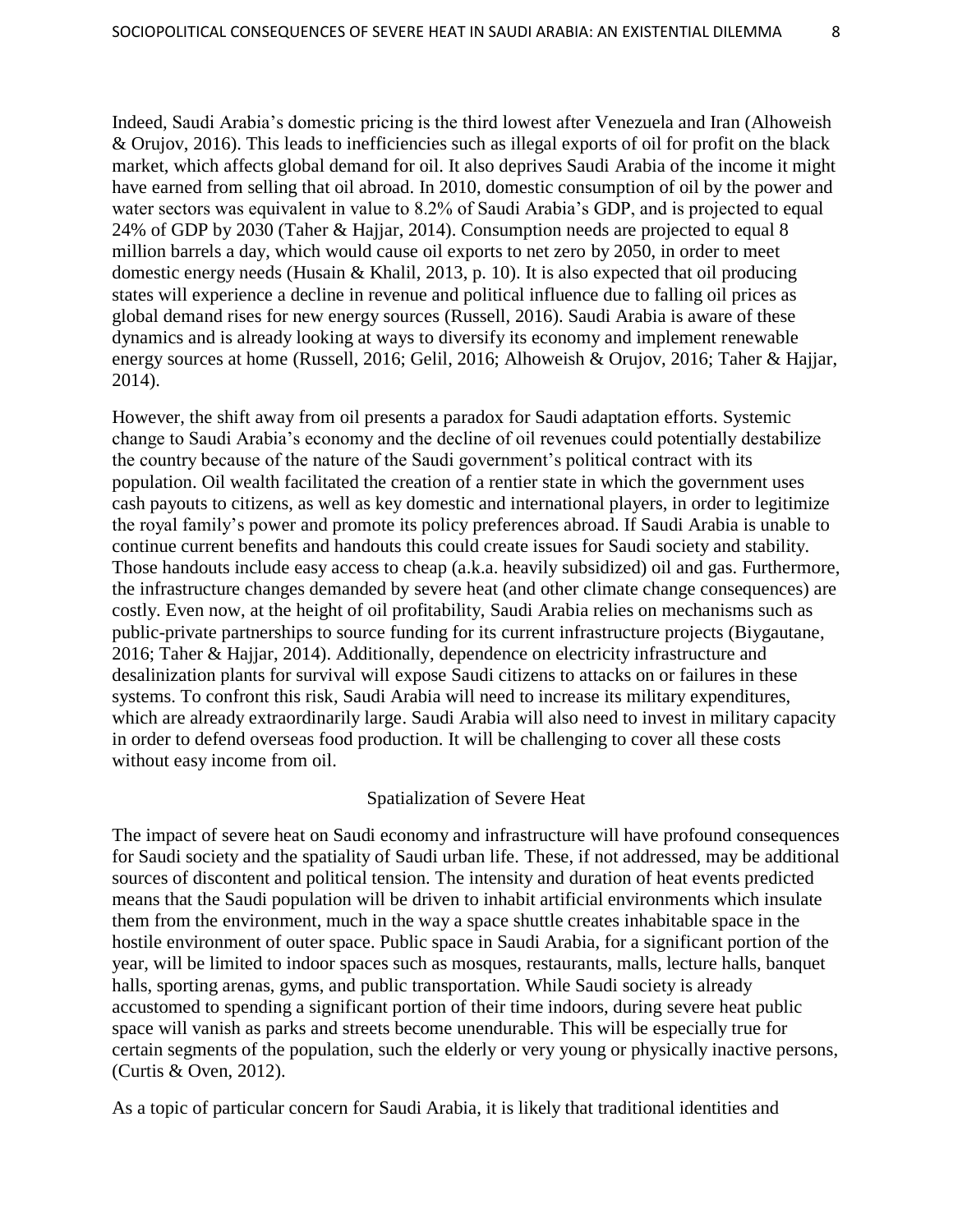Indeed, Saudi Arabia's domestic pricing is the third lowest after Venezuela and Iran (Alhoweish & Orujov, 2016). This leads to inefficiencies such as illegal exports of oil for profit on the black market, which affects global demand for oil. It also deprives Saudi Arabia of the income it might have earned from selling that oil abroad. In 2010, domestic consumption of oil by the power and water sectors was equivalent in value to 8.2% of Saudi Arabia's GDP, and is projected to equal 24% of GDP by 2030 (Taher & Hajjar, 2014). Consumption needs are projected to equal 8 million barrels a day, which would cause oil exports to net zero by 2050, in order to meet domestic energy needs (Husain & Khalil, 2013, p. 10). It is also expected that oil producing states will experience a decline in revenue and political influence due to falling oil prices as global demand rises for new energy sources (Russell, 2016). Saudi Arabia is aware of these dynamics and is already looking at ways to diversify its economy and implement renewable energy sources at home (Russell, 2016; Gelil, 2016; Alhoweish & Orujov, 2016; Taher & Hajjar, 2014).

However, the shift away from oil presents a paradox for Saudi adaptation efforts. Systemic change to Saudi Arabia's economy and the decline of oil revenues could potentially destabilize the country because of the nature of the Saudi government's political contract with its population. Oil wealth facilitated the creation of a rentier state in which the government uses cash payouts to citizens, as well as key domestic and international players, in order to legitimize the royal family's power and promote its policy preferences abroad. If Saudi Arabia is unable to continue current benefits and handouts this could create issues for Saudi society and stability. Those handouts include easy access to cheap (a.k.a. heavily subsidized) oil and gas. Furthermore, the infrastructure changes demanded by severe heat (and other climate change consequences) are costly. Even now, at the height of oil profitability, Saudi Arabia relies on mechanisms such as public-private partnerships to source funding for its current infrastructure projects (Biygautane, 2016; Taher & Hajjar, 2014). Additionally, dependence on electricity infrastructure and desalinization plants for survival will expose Saudi citizens to attacks on or failures in these systems. To confront this risk, Saudi Arabia will need to increase its military expenditures, which are already extraordinarily large. Saudi Arabia will also need to invest in military capacity in order to defend overseas food production. It will be challenging to cover all these costs without easy income from oil.

## Spatialization of Severe Heat

The impact of severe heat on Saudi economy and infrastructure will have profound consequences for Saudi society and the spatiality of Saudi urban life. These, if not addressed, may be additional sources of discontent and political tension. The intensity and duration of heat events predicted means that the Saudi population will be driven to inhabit artificial environments which insulate them from the environment, much in the way a space shuttle creates inhabitable space in the hostile environment of outer space. Public space in Saudi Arabia, for a significant portion of the year, will be limited to indoor spaces such as mosques, restaurants, malls, lecture halls, banquet halls, sporting arenas, gyms, and public transportation. While Saudi society is already accustomed to spending a significant portion of their time indoors, during severe heat public space will vanish as parks and streets become unendurable. This will be especially true for certain segments of the population, such the elderly or very young or physically inactive persons, (Curtis & Oven, 2012).

As a topic of particular concern for Saudi Arabia, it is likely that traditional identities and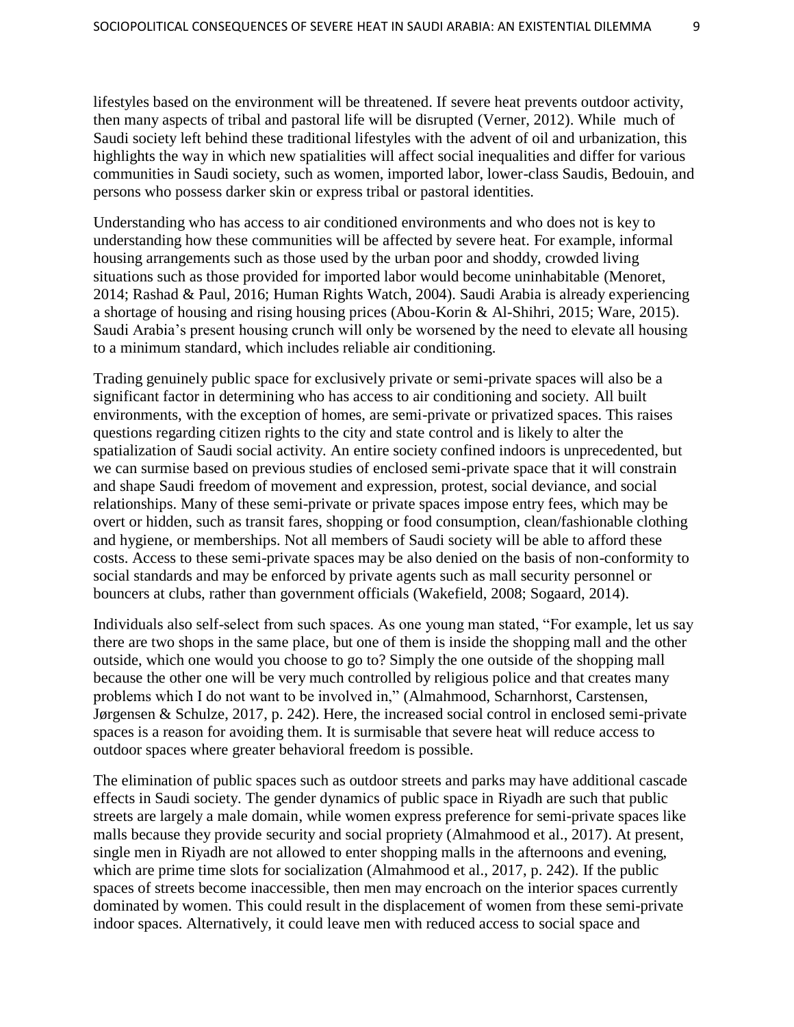lifestyles based on the environment will be threatened. If severe heat prevents outdoor activity, then many aspects of tribal and pastoral life will be disrupted (Verner, 2012). While much of Saudi society left behind these traditional lifestyles with the advent of oil and urbanization, this highlights the way in which new spatialities will affect social inequalities and differ for various communities in Saudi society, such as women, imported labor, lower-class Saudis, Bedouin, and persons who possess darker skin or express tribal or pastoral identities.

Understanding who has access to air conditioned environments and who does not is key to understanding how these communities will be affected by severe heat. For example, informal housing arrangements such as those used by the urban poor and shoddy, crowded living situations such as those provided for imported labor would become uninhabitable (Menoret, 2014; Rashad & Paul, 2016; Human Rights Watch, 2004). Saudi Arabia is already experiencing a shortage of housing and rising housing prices (Abou-Korin & Al-Shihri, 2015; Ware, 2015). Saudi Arabia's present housing crunch will only be worsened by the need to elevate all housing to a minimum standard, which includes reliable air conditioning.

Trading genuinely public space for exclusively private or semi-private spaces will also be a significant factor in determining who has access to air conditioning and society. All built environments, with the exception of homes, are semi-private or privatized spaces. This raises questions regarding citizen rights to the city and state control and is likely to alter the spatialization of Saudi social activity. An entire society confined indoors is unprecedented, but we can surmise based on previous studies of enclosed semi-private space that it will constrain and shape Saudi freedom of movement and expression, protest, social deviance, and social relationships. Many of these semi-private or private spaces impose entry fees, which may be overt or hidden, such as transit fares, shopping or food consumption, clean/fashionable clothing and hygiene, or memberships. Not all members of Saudi society will be able to afford these costs. Access to these semi-private spaces may be also denied on the basis of non-conformity to social standards and may be enforced by private agents such as mall security personnel or bouncers at clubs, rather than government officials (Wakefield, 2008; Sogaard, 2014).

Individuals also self-select from such spaces. As one young man stated, "For example, let us say there are two shops in the same place, but one of them is inside the shopping mall and the other outside, which one would you choose to go to? Simply the one outside of the shopping mall because the other one will be very much controlled by religious police and that creates many problems which I do not want to be involved in," (Almahmood, Scharnhorst, Carstensen, Jørgensen & Schulze, 2017, p. 242). Here, the increased social control in enclosed semi-private spaces is a reason for avoiding them. It is surmisable that severe heat will reduce access to outdoor spaces where greater behavioral freedom is possible.

The elimination of public spaces such as outdoor streets and parks may have additional cascade effects in Saudi society. The gender dynamics of public space in Riyadh are such that public streets are largely a male domain, while women express preference for semi-private spaces like malls because they provide security and social propriety (Almahmood et al., 2017). At present, single men in Riyadh are not allowed to enter shopping malls in the afternoons and evening, which are prime time slots for socialization (Almahmood et al., 2017, p. 242). If the public spaces of streets become inaccessible, then men may encroach on the interior spaces currently dominated by women. This could result in the displacement of women from these semi-private indoor spaces. Alternatively, it could leave men with reduced access to social space and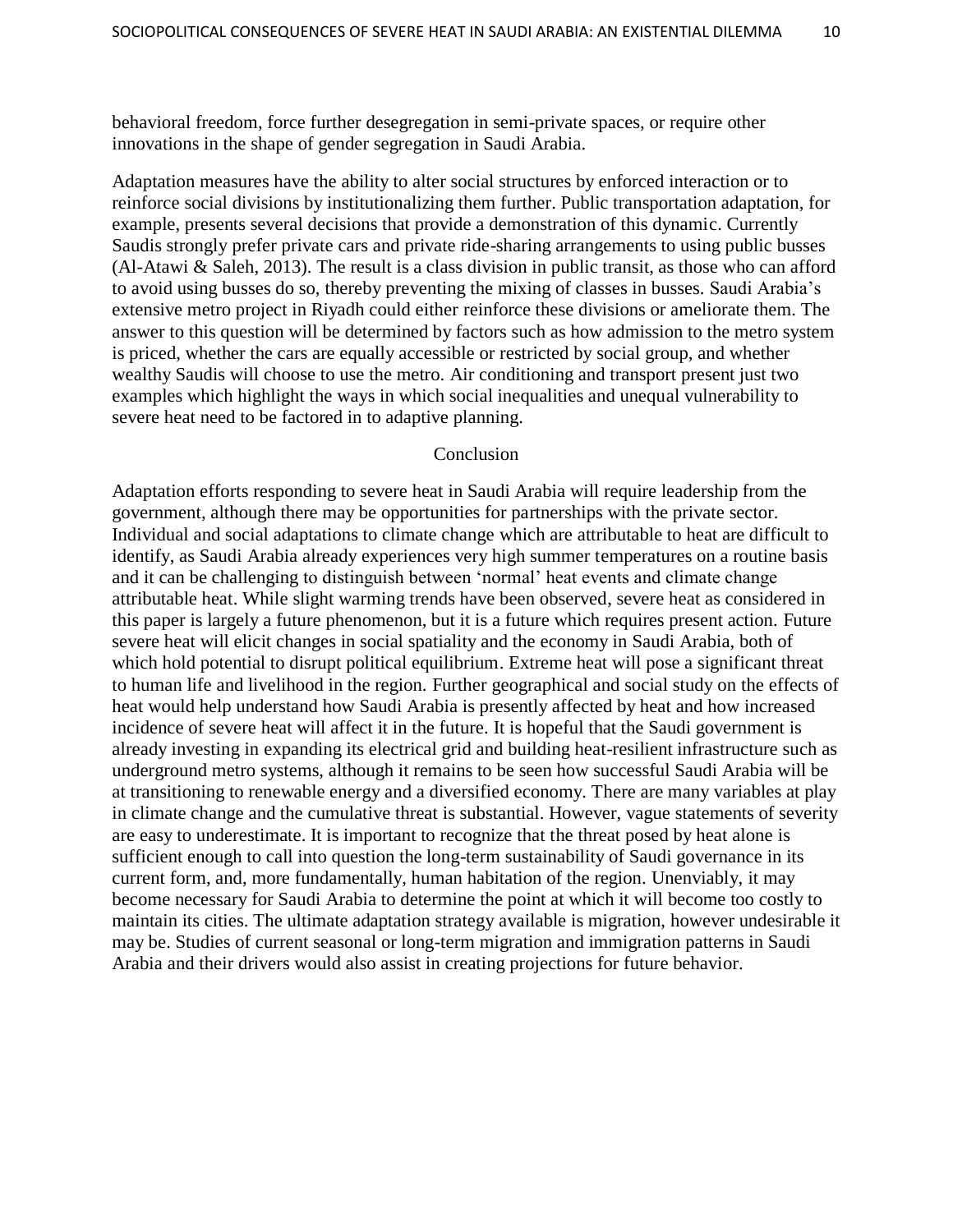behavioral freedom, force further desegregation in semi-private spaces, or require other innovations in the shape of gender segregation in Saudi Arabia.

Adaptation measures have the ability to alter social structures by enforced interaction or to reinforce social divisions by institutionalizing them further. Public transportation adaptation, for example, presents several decisions that provide a demonstration of this dynamic. Currently Saudis strongly prefer private cars and private ride-sharing arrangements to using public busses (Al-Atawi & Saleh, 2013). The result is a class division in public transit, as those who can afford to avoid using busses do so, thereby preventing the mixing of classes in busses. Saudi Arabia's extensive metro project in Riyadh could either reinforce these divisions or ameliorate them. The answer to this question will be determined by factors such as how admission to the metro system is priced, whether the cars are equally accessible or restricted by social group, and whether wealthy Saudis will choose to use the metro. Air conditioning and transport present just two examples which highlight the ways in which social inequalities and unequal vulnerability to severe heat need to be factored in to adaptive planning.

## Conclusion

Adaptation efforts responding to severe heat in Saudi Arabia will require leadership from the government, although there may be opportunities for partnerships with the private sector. Individual and social adaptations to climate change which are attributable to heat are difficult to identify, as Saudi Arabia already experiences very high summer temperatures on a routine basis and it can be challenging to distinguish between 'normal' heat events and climate change attributable heat. While slight warming trends have been observed, severe heat as considered in this paper is largely a future phenomenon, but it is a future which requires present action. Future severe heat will elicit changes in social spatiality and the economy in Saudi Arabia, both of which hold potential to disrupt political equilibrium. Extreme heat will pose a significant threat to human life and livelihood in the region. Further geographical and social study on the effects of heat would help understand how Saudi Arabia is presently affected by heat and how increased incidence of severe heat will affect it in the future. It is hopeful that the Saudi government is already investing in expanding its electrical grid and building heat-resilient infrastructure such as underground metro systems, although it remains to be seen how successful Saudi Arabia will be at transitioning to renewable energy and a diversified economy. There are many variables at play in climate change and the cumulative threat is substantial. However, vague statements of severity are easy to underestimate. It is important to recognize that the threat posed by heat alone is sufficient enough to call into question the long-term sustainability of Saudi governance in its current form, and, more fundamentally, human habitation of the region. Unenviably, it may become necessary for Saudi Arabia to determine the point at which it will become too costly to maintain its cities. The ultimate adaptation strategy available is migration, however undesirable it may be. Studies of current seasonal or long-term migration and immigration patterns in Saudi Arabia and their drivers would also assist in creating projections for future behavior.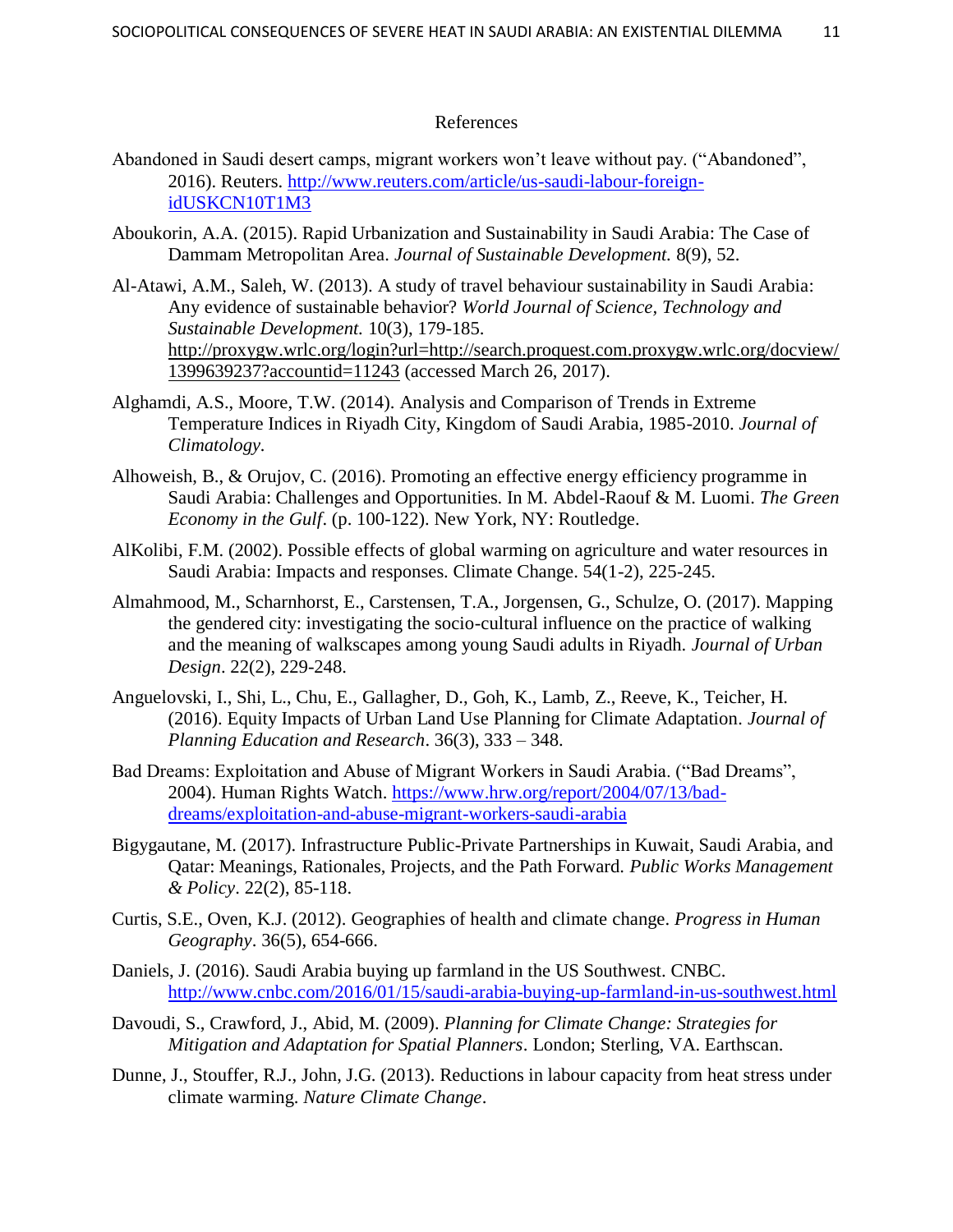# References

Abandoned in Saudi desert camps, migrant workers won't leave without pay. ("Abandoned", 2016). Reuters. http://www.reuters.com/article/us-saudi-labour-foreign-idUSKCN10T1M3

Aboukorin, A.A. (2015). Rapid Urbanization and Sustainability in Saudi Arabia: The Case of Dammam Metropolitan Area. *Journal of Sustainable Development.* 8(9), 52.

Al-Atawi, A.M., Saleh, W. (2013). A study of travel behaviour sustainability in Saudi Arabia: Any evidence of sustainable behavior? *World Journal of Science, Technology and Sustainable Development.* 10(3), 179-185. http://proxygw.wrlc.org/login?url=http://search.proquest.com.proxygw.wrlc.org/docview/1399639237?accountid=11243 (accessed March 26, 2017).

Alghamdi, A.S., Moore, T.W. (2014). Analysis and Comparison of Trends in Extreme Temperature Indices in Riyadh City, Kingdom of Saudi Arabia, 1985-2010. *Journal of Climatology.*

Alhoweish, B., & Orujov, C. (2016). Promoting an effective energy efficiency programme in Saudi Arabia: Challenges and Opportunities. In M. Abdel-Raouf & M. Luomi. *The Green Economy in the Gulf*. (p. 100-122). New York, NY: Routledge.

AlKolibi, F.M. (2002). Possible effects of global warming on agriculture and water resources in Saudi Arabia: Impacts and responses. Climate Change. 54(1-2), 225-245.

Almahmood, M., Scharnhorst, E., Carstensen, T.A., Jorgensen, G., Schulze, O. (2017). Mapping the gendered city: investigating the socio-cultural influence on the practice of walking and the meaning of walkscapes among young Saudi adults in Riyadh. *Journal of Urban Design*. 22(2), 229-248.

Anguelovski, I., Shi, L., Chu, E., Gallagher, D., Goh, K., Lamb, Z., Reeve, K., Teicher, H. (2016). Equity Impacts of Urban Land Use Planning for Climate Adaptation. *Journal of Planning Education and Research*. 36(3), 333 – 348.

Bad Dreams: Exploitation and Abuse of Migrant Workers in Saudi Arabia. ("Bad Dreams", 2004). Human Rights Watch. https://www.hrw.org/report/2004/07/13/bad-dreams/exploitation-and-abuse-migrant-workers-saudi-arabia

Bigygautane, M. (2017). Infrastructure Public-Private Partnerships in Kuwait, Saudi Arabia, and Qatar: Meanings, Rationales, Projects, and the Path Forward. *Public Works Management & Policy*. 22(2), 85-118.

Curtis, S.E., Oven, K.J. (2012). Geographies of health and climate change. *Progress in Human Geography*. 36(5), 654-666.

Daniels, J. (2016). Saudi Arabia buying up farmland in the US Southwest. CNBC. http://www.cnbc.com/2016/01/15/saudi-arabia-buying-up-farmland-in-us-southwest.html

Davoudi, S., Crawford, J., Abid, M. (2009). *Planning for Climate Change: Strategies for Mitigation and Adaptation for Spatial Planners*. London; Sterling, VA. Earthscan.

Dunne, J., Stouffer, R.J., John, J.G. (2013). Reductions in labour capacity from heat stress under climate warming. *Nature Climate Change*.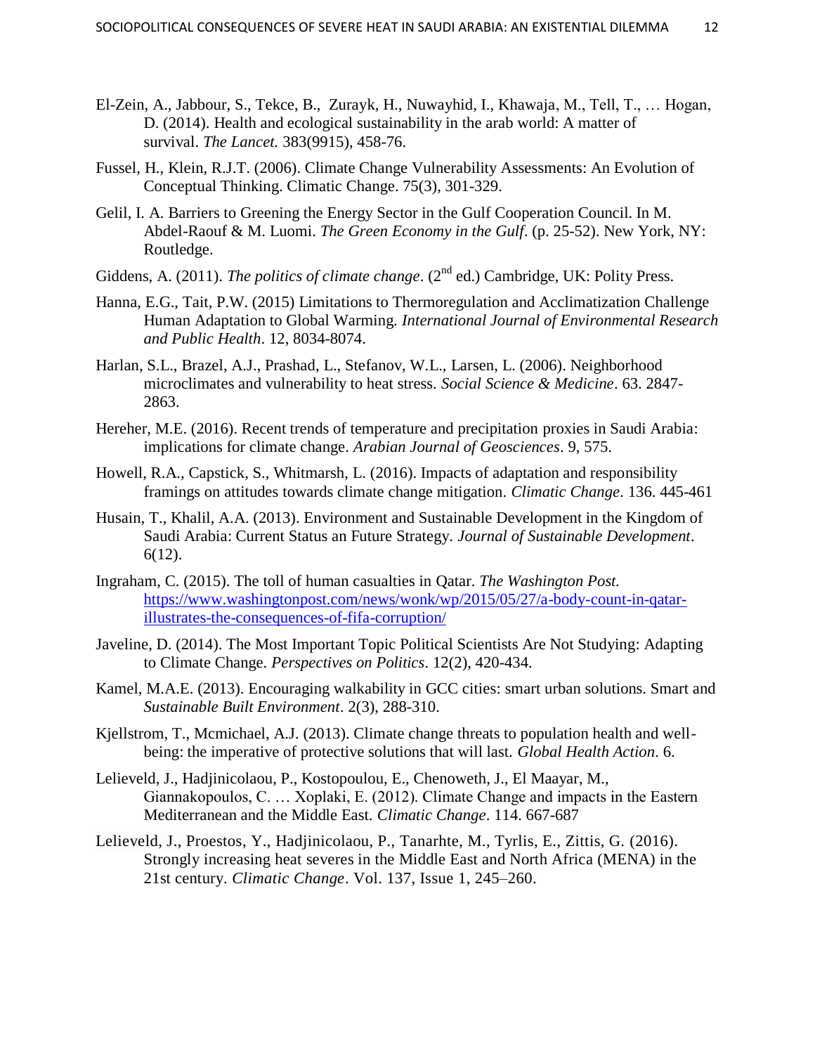El-Zein, A., Jabbour, S., Tekce, B., Zurayk, H., Nuwayhid, I., Khawaja, M., Tell, T., … Hogan, D. (2014). Health and ecological sustainability in the arab world: A matter of survival. *The Lancet.* 383(9915), 458-76.

Fussel, H., Klein, R.J.T. (2006). Climate Change Vulnerability Assessments: An Evolution of Conceptual Thinking. Climatic Change. 75(3), 301-329.

Gelil, I. A. Barriers to Greening the Energy Sector in the Gulf Cooperation Council. In M. Abdel-Raouf & M. Luomi. *The Green Economy in the Gulf*. (p. 25-52). New York, NY: Routledge.

Giddens, A. (2011). *The politics of climate change*. (2nd ed.) Cambridge, UK: Polity Press.

Hanna, E.G., Tait, P.W. (2015) Limitations to Thermoregulation and Acclimatization Challenge Human Adaptation to Global Warming. *International Journal of Environmental Research and Public Health*. 12, 8034-8074.

Harlan, S.L., Brazel, A.J., Prashad, L., Stefanov, W.L., Larsen, L. (2006). Neighborhood microclimates and vulnerability to heat stress. *Social Science & Medicine*. 63. 2847-2863.

Hereher, M.E. (2016). Recent trends of temperature and precipitation proxies in Saudi Arabia: implications for climate change. *Arabian Journal of Geosciences*. 9, 575.

Howell, R.A., Capstick, S., Whitmarsh, L. (2016). Impacts of adaptation and responsibility framings on attitudes towards climate change mitigation. *Climatic Change*. 136. 445-461

Husain, T., Khalil, A.A. (2013). Environment and Sustainable Development in the Kingdom of Saudi Arabia: Current Status an Future Strategy. *Journal of Sustainable Development*. 6(12).

Ingraham, C. (2015). The toll of human casualties in Qatar. *The Washington Post.* https://www.washingtonpost.com/news/wonk/wp/2015/05/27/a-body-count-in-qatar-illustrates-the-consequences-of-fifa-corruption/

Javeline, D. (2014). The Most Important Topic Political Scientists Are Not Studying: Adapting to Climate Change. *Perspectives on Politics*. 12(2), 420-434.

Kamel, M.A.E. (2013). Encouraging walkability in GCC cities: smart urban solutions. Smart and *Sustainable Built Environment*. 2(3), 288-310.

Kjellstrom, T., Mcmichael, A.J. (2013). Climate change threats to population health and well-being: the imperative of protective solutions that will last. *Global Health Action*. 6.

Lelieveld, J., Hadjinicolaou, P., Kostopoulou, E., Chenoweth, J., El Maayar, M., Giannakopoulos, C. … Xoplaki, E. (2012). Climate Change and impacts in the Eastern Mediterranean and the Middle East. *Climatic Change*. 114. 667-687

Lelieveld, J., Proestos, Y., Hadjinicolaou, P., Tanarhte, M., Tyrlis, E., Zittis, G. (2016). Strongly increasing heat severes in the Middle East and North Africa (MENA) in the 21st century. *Climatic Change*. Vol. 137, Issue 1, 245–260.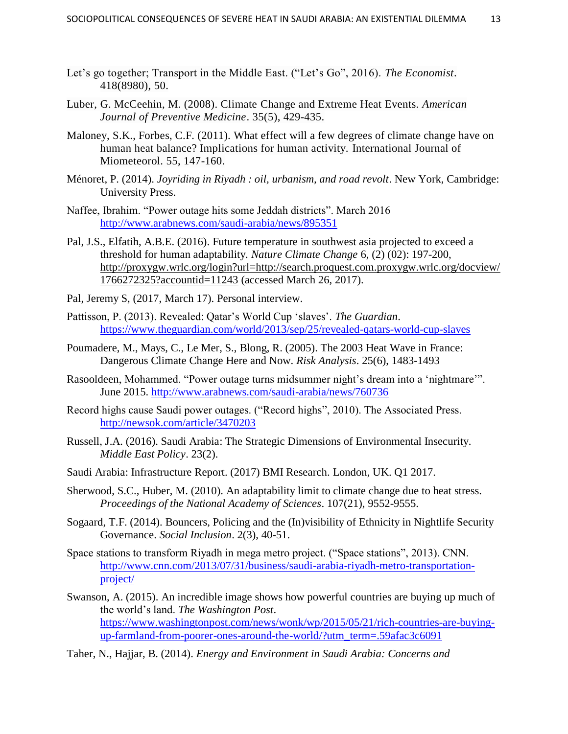Let's go together; Transport in the Middle East. ("Let's Go", 2016). *The Economist*. 418(8980), 50.

Luber, G. McCeehin, M. (2008). Climate Change and Extreme Heat Events. *American Journal of Preventive Medicine*. 35(5), 429-435.

Maloney, S.K., Forbes, C.F. (2011). What effect will a few degrees of climate change have on human heat balance? Implications for human activity. International Journal of Miometeorol. 55, 147-160.

Ménoret, P. (2014). *Joyriding in Riyadh : oil, urbanism, and road revolt*. New York, Cambridge: University Press.

Naffee, Ibrahim. "Power outage hits some Jeddah districts". March 2016 http://www.arabnews.com/saudi-arabia/news/895351

Pal, J.S., Elfatih, A.B.E. (2016). Future temperature in southwest asia projected to exceed a threshold for human adaptability. *Nature Climate Change* 6, (2) (02): 197-200, http://proxygw.wrlc.org/login?url=http://search.proquest.com.proxygw.wrlc.org/docview/1766272325?accountid=11243 (accessed March 26, 2017).

Pal, Jeremy S, (2017, March 17). Personal interview.

Pattisson, P. (2013). Revealed: Qatar's World Cup 'slaves'. *The Guardian*. https://www.theguardian.com/world/2013/sep/25/revealed-qatars-world-cup-slaves

Poumadere, M., Mays, C., Le Mer, S., Blong, R. (2005). The 2003 Heat Wave in France: Dangerous Climate Change Here and Now. *Risk Analysis*. 25(6), 1483-1493

Rasooldeen, Mohammed. "Power outage turns midsummer night's dream into a 'nightmare'". June 2015. http://www.arabnews.com/saudi-arabia/news/760736

Record highs cause Saudi power outages. ("Record highs", 2010). The Associated Press. http://newsok.com/article/3470203

Russell, J.A. (2016). Saudi Arabia: The Strategic Dimensions of Environmental Insecurity. *Middle East Policy*. 23(2).

Saudi Arabia: Infrastructure Report. (2017) BMI Research. London, UK. Q1 2017.

Sherwood, S.C., Huber, M. (2010). An adaptability limit to climate change due to heat stress. *Proceedings of the National Academy of Sciences*. 107(21), 9552-9555.

Sogaard, T.F. (2014). Bouncers, Policing and the (In)visibility of Ethnicity in Nightlife Security Governance. *Social Inclusion*. 2(3), 40-51.

Space stations to transform Riyadh in mega metro project. ("Space stations", 2013). CNN. http://www.cnn.com/2013/07/31/business/saudi-arabia-riyadh-metro-transportation-project/

Swanson, A. (2015). An incredible image shows how powerful countries are buying up much of the world's land. *The Washington Post*. https://www.washingtonpost.com/news/wonk/wp/2015/05/21/rich-countries-are-buying-up-farmland-from-poorer-ones-around-the-world/?utm_term=.59afac3c6091

Taher, N., Hajjar, B. (2014). *Energy and Environment in Saudi Arabia: Concerns and*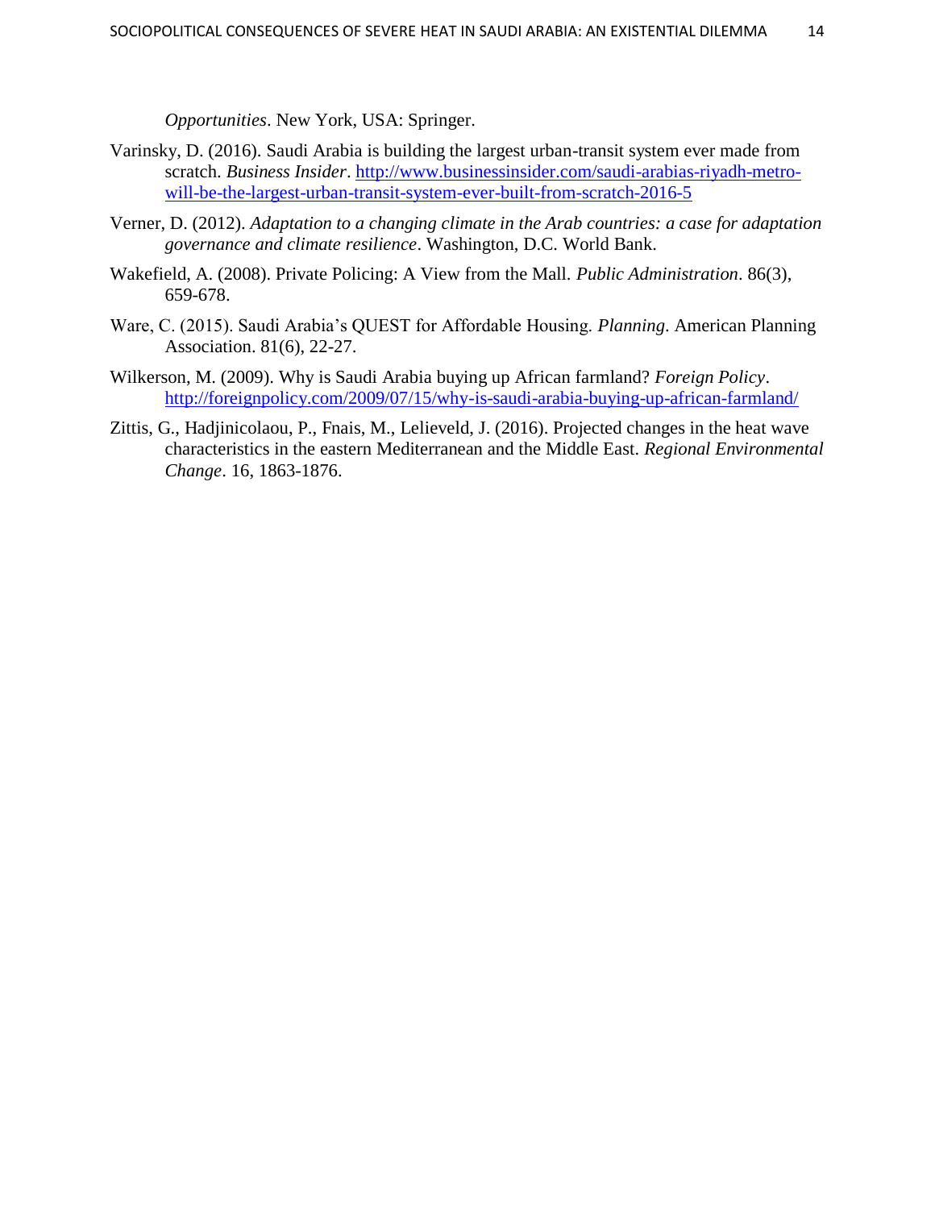*Opportunities*. New York, USA: Springer.

Varinsky, D. (2016). Saudi Arabia is building the largest urban-transit system ever made from scratch. *Business Insider*. http://www.businessinsider.com/saudi-arabias-riyadh-metro-will-be-the-largest-urban-transit-system-ever-built-from-scratch-2016-5

Verner, D. (2012). *Adaptation to a changing climate in the Arab countries: a case for adaptation governance and climate resilience*. Washington, D.C. World Bank.

Wakefield, A. (2008). Private Policing: A View from the Mall. *Public Administration*. 86(3), 659-678.

Ware, C. (2015). Saudi Arabia's QUEST for Affordable Housing. *Planning*. American Planning Association. 81(6), 22-27.

Wilkerson, M. (2009). Why is Saudi Arabia buying up African farmland? *Foreign Policy*. http://foreignpolicy.com/2009/07/15/why-is-saudi-arabia-buying-up-african-farmland/

Zittis, G., Hadjinicolaou, P., Fnais, M., Lelieveld, J. (2016). Projected changes in the heat wave characteristics in the eastern Mediterranean and the Middle East. *Regional Environmental Change*. 16, 1863-1876.